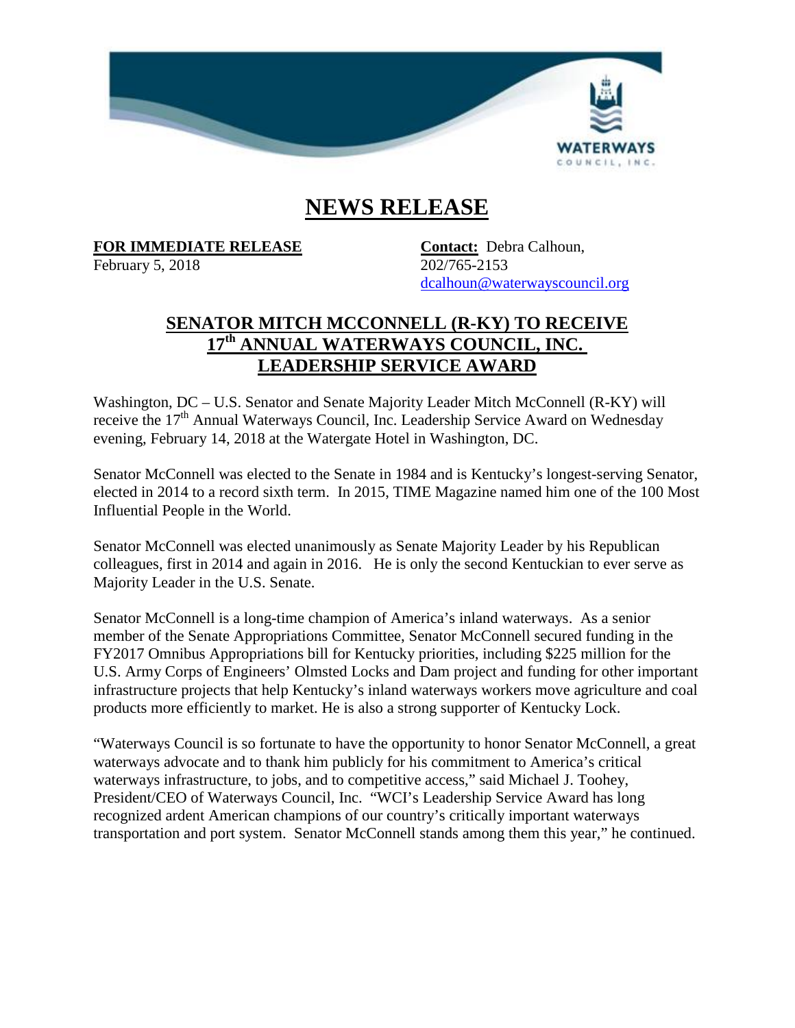# NEWS RELEASE

**FOR IMMEDIATE RELEASE**
February 5, 2018

**Contact:** Debra Calhoun,
202/765-2153
dcalhoun@waterwayscouncil.org

## SENATOR MITCH MCCONNELL (R-KY) TO RECEIVE 17th ANNUAL WATERWAYS COUNCIL, INC. LEADERSHIP SERVICE AWARD

Washington, DC – U.S. Senator and Senate Majority Leader Mitch McConnell (R-KY) will receive the 17th Annual Waterways Council, Inc. Leadership Service Award on Wednesday evening, February 14, 2018 at the Watergate Hotel in Washington, DC.

Senator McConnell was elected to the Senate in 1984 and is Kentucky's longest-serving Senator, elected in 2014 to a record sixth term. In 2015, TIME Magazine named him one of the 100 Most Influential People in the World.

Senator McConnell was elected unanimously as Senate Majority Leader by his Republican colleagues, first in 2014 and again in 2016. He is only the second Kentuckian to ever serve as Majority Leader in the U.S. Senate.

Senator McConnell is a long-time champion of America's inland waterways. As a senior member of the Senate Appropriations Committee, Senator McConnell secured funding in the FY2017 Omnibus Appropriations bill for Kentucky priorities, including $225 million for the U.S. Army Corps of Engineers' Olmsted Locks and Dam project and funding for other important infrastructure projects that help Kentucky's inland waterways workers move agriculture and coal products more efficiently to market. He is also a strong supporter of Kentucky Lock.

"Waterways Council is so fortunate to have the opportunity to honor Senator McConnell, a great waterways advocate and to thank him publicly for his commitment to America's critical waterways infrastructure, to jobs, and to competitive access," said Michael J. Toohey, President/CEO of Waterways Council, Inc. "WCI's Leadership Service Award has long recognized ardent American champions of our country's critically important waterways transportation and port system. Senator McConnell stands among them this year," he continued.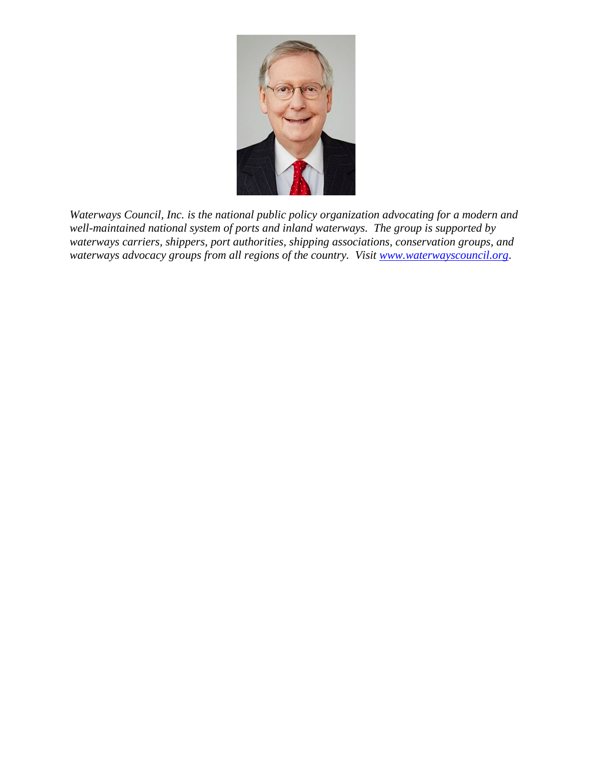*Waterways Council, Inc. is the national public policy organization advocating for a modern and well-maintained national system of ports and inland waterways. The group is supported by waterways carriers, shippers, port authorities, shipping associations, conservation groups, and waterways advocacy groups from all regions of the country. Visit [www.waterwayscouncil.org](http://www.waterwayscouncil.org).*